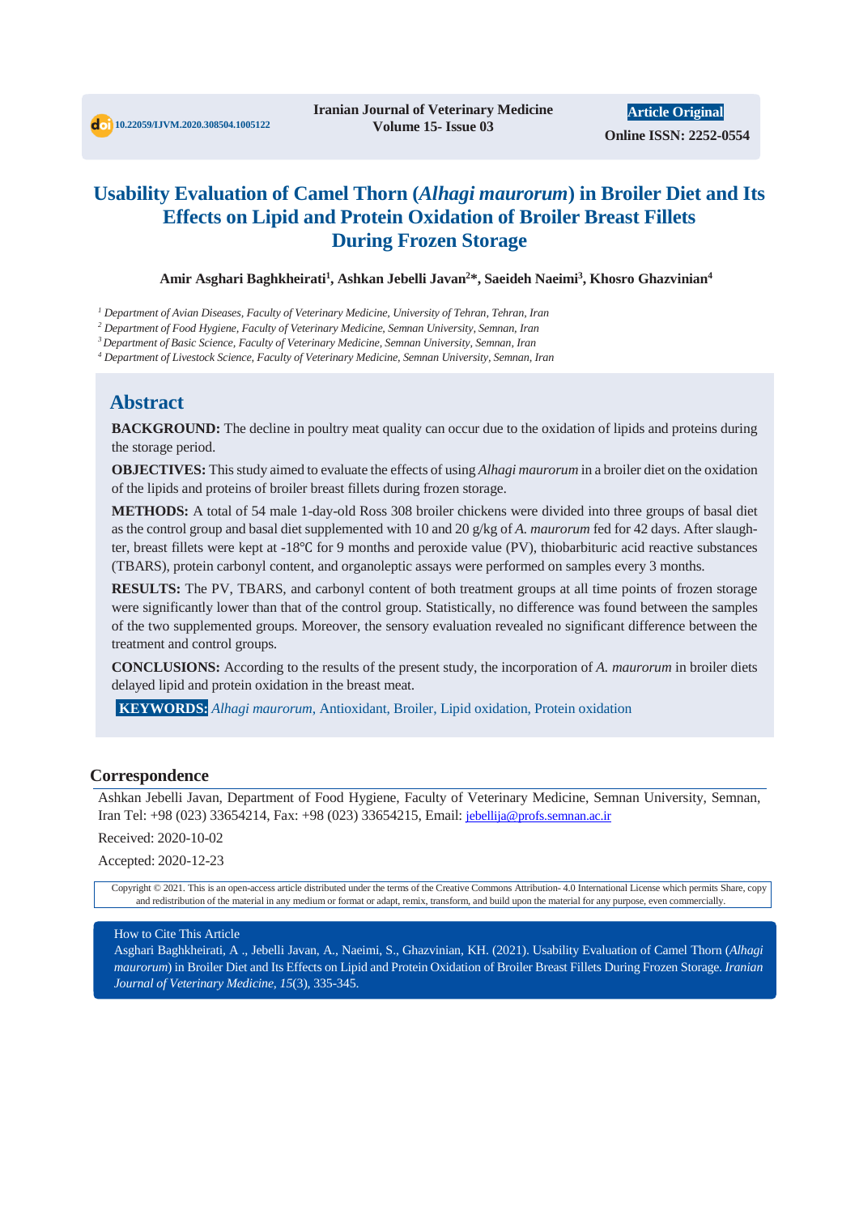10.22059/IJVM.2020.308504.1005122

Iranian Journal of Veterinary Medicine
Volume 15- Issue 03

Article Original

Online ISSN: 2252-0554

# Usability Evaluation of Camel Thorn (*Alhagi maurorum*) in Broiler Diet and Its Effects on Lipid and Protein Oxidation of Broiler Breast Fillets During Frozen Storage

**Amir Asghari Baghkheirati[1], Ashkan Jebelli Javan[2]*, Saeideh Naeimi[3], Khosro Ghazvinian[4]**

[1] *Department of Avian Diseases, Faculty of Veterinary Medicine, University of Tehran, Tehran, Iran*
[2] *Department of Food Hygiene, Faculty of Veterinary Medicine, Semnan University, Semnan, Iran*
[3] *Department of Basic Science, Faculty of Veterinary Medicine, Semnan University, Semnan, Iran*
[4] *Department of Livestock Science, Faculty of Veterinary Medicine, Semnan University, Semnan, Iran*

## Abstract

**BACKGROUND:** The decline in poultry meat quality can occur due to the oxidation of lipids and proteins during the storage period.

**OBJECTIVES:** This study aimed to evaluate the effects of using *Alhagi maurorum* in a broiler diet on the oxidation of the lipids and proteins of broiler breast fillets during frozen storage.

**METHODS:** A total of 54 male 1-day-old Ross 308 broiler chickens were divided into three groups of basal diet as the control group and basal diet supplemented with 10 and 20 g/kg of *A. maurorum* fed for 42 days. After slaughter, breast fillets were kept at -18℃ for 9 months and peroxide value (PV), thiobarbituric acid reactive substances (TBARS), protein carbonyl content, and organoleptic assays were performed on samples every 3 months.

**RESULTS:** The PV, TBARS, and carbonyl content of both treatment groups at all time points of frozen storage were significantly lower than that of the control group. Statistically, no difference was found between the samples of the two supplemented groups. Moreover, the sensory evaluation revealed no significant difference between the treatment and control groups.

**CONCLUSIONS:** According to the results of the present study, the incorporation of *A. maurorum* in broiler diets delayed lipid and protein oxidation in the breast meat.

**KEYWORDS:** *Alhagi maurorum*, Antioxidant, Broiler, Lipid oxidation, Protein oxidation

## Correspondence

Ashkan Jebelli Javan, Department of Food Hygiene, Faculty of Veterinary Medicine, Semnan University, Semnan, Iran Tel: +98 (023) 33654214, Fax: +98 (023) 33654215, Email: jebellija@profs.semnan.ac.ir

Received: 2020-10-02

Accepted: 2020-12-23

Copyright © 2021. This is an open-access article distributed under the terms of the Creative Commons Attribution- 4.0 International License which permits Share, copy and redistribution of the material in any medium or format or adapt, remix, transform, and build upon the material for any purpose, even commercially.

How to Cite This Article

Asghari Baghkheirati, A ., Jebelli Javan, A., Naeimi, S., Ghazvinian, KH. (2021). Usability Evaluation of Camel Thorn (*Alhagi maurorum*) in Broiler Diet and Its Effects on Lipid and Protein Oxidation of Broiler Breast Fillets During Frozen Storage. *Iranian Journal of Veterinary Medicine*, *15*(3), 335-345.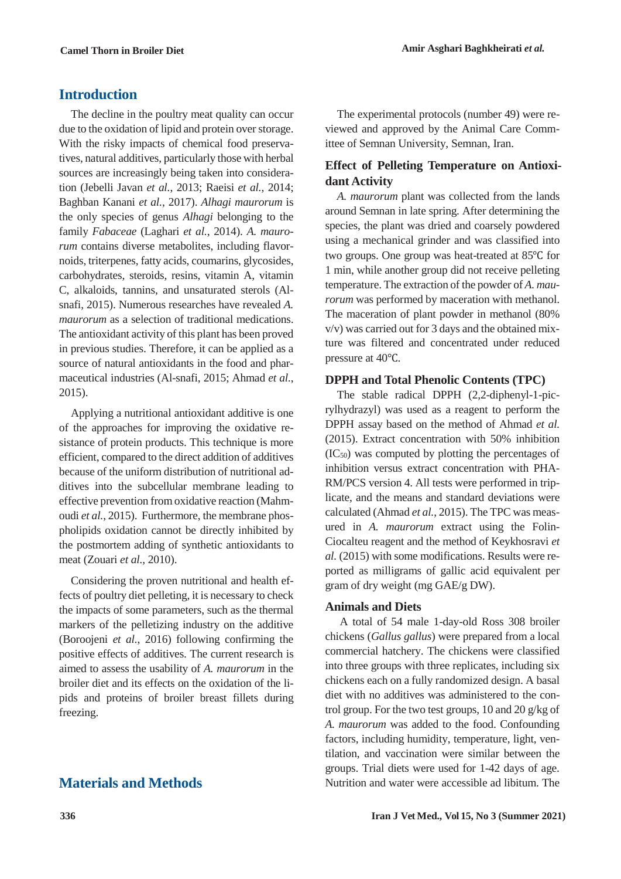## Introduction

The decline in the poultry meat quality can occur due to the oxidation of lipid and protein over storage. With the risky impacts of chemical food preservatives, natural additives, particularly those with herbal sources are increasingly being taken into consideration (Jebelli Javan *et al.*, 2013; Raeisi *et al.*, 2014; Baghban Kanani *et al.*, 2017). *Alhagi maurorum* is the only species of genus *Alhagi* belonging to the family *Fabaceae* (Laghari *et al.*, 2014). *A. maurorum* contains diverse metabolites, including flavornoids, triterpenes, fatty acids, coumarins, glycosides, carbohydrates, steroids, resins, vitamin A, vitamin C, alkaloids, tannins, and unsaturated sterols (Al-snafi, 2015). Numerous researches have revealed *A. maurorum* as a selection of traditional medications. The antioxidant activity of this plant has been proved in previous studies. Therefore, it can be applied as a source of natural antioxidants in the food and pharmaceutical industries (Al-snafi, 2015; Ahmad *et al.*, 2015).

Applying a nutritional antioxidant additive is one of the approaches for improving the oxidative resistance of protein products. This technique is more efficient, compared to the direct addition of additives because of the uniform distribution of nutritional additives into the subcellular membrane leading to effective prevention from oxidative reaction (Mahmoudi *et al.*, 2015). Furthermore, the membrane phospholipids oxidation cannot be directly inhibited by the postmortem adding of synthetic antioxidants to meat (Zouari *et al.*, 2010).

Considering the proven nutritional and health effects of poultry diet pelleting, it is necessary to check the impacts of some parameters, such as the thermal markers of the pelletizing industry on the additive (Boroojeni *et al.*, 2016) following confirming the positive effects of additives. The current research is aimed to assess the usability of *A. maurorum* in the broiler diet and its effects on the oxidation of the lipids and proteins of broiler breast fillets during freezing.

## Materials and Methods

The experimental protocols (number 49) were reviewed and approved by the Animal Care Committee of Semnan University, Semnan, Iran.

### Effect of Pelleting Temperature on Antioxidant Activity

*A. maurorum* plant was collected from the lands around Semnan in late spring. After determining the species, the plant was dried and coarsely powdered using a mechanical grinder and was classified into two groups. One group was heat-treated at 85℃ for 1 min, while another group did not receive pelleting temperature. The extraction of the powder of *A. maurorum* was performed by maceration with methanol. The maceration of plant powder in methanol (80% v/v) was carried out for 3 days and the obtained mixture was filtered and concentrated under reduced pressure at 40℃.

### DPPH and Total Phenolic Contents (TPC)

The stable radical DPPH (2,2-diphenyl-1-picrylhydrazyl) was used as a reagent to perform the DPPH assay based on the method of Ahmad *et al.* (2015). Extract concentration with 50% inhibition ($IC_{50}$) was computed by plotting the percentages of inhibition versus extract concentration with PHARM/PCS version 4. All tests were performed in triplicate, and the means and standard deviations were calculated (Ahmad *et al.*, 2015). The TPC was measured in *A. maurorum* extract using the Folin-Ciocalteu reagent and the method of Keykhosravi *et al.* (2015) with some modifications. Results were reported as milligrams of gallic acid equivalent per gram of dry weight (mg GAE/g DW).

### Animals and Diets

A total of 54 male 1-day-old Ross 308 broiler chickens (*Gallus gallus*) were prepared from a local commercial hatchery. The chickens were classified into three groups with three replicates, including six chickens each on a fully randomized design. A basal diet with no additives was administered to the control group. For the two test groups, 10 and 20 g/kg of *A. maurorum* was added to the food. Confounding factors, including humidity, temperature, light, ventilation, and vaccination were similar between the groups. Trial diets were used for 1-42 days of age. Nutrition and water were accessible ad libitum. The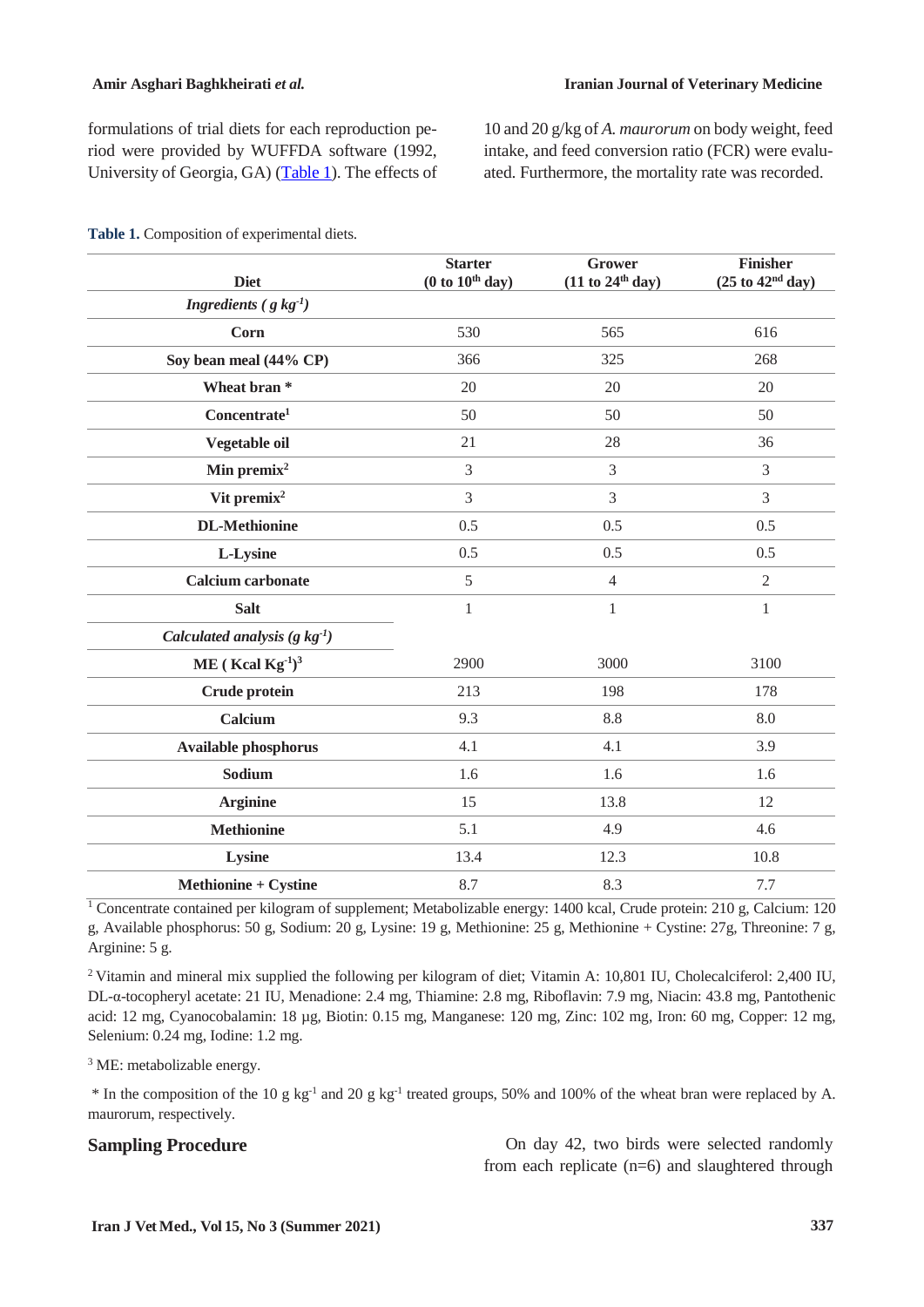formulations of trial diets for each reproduction period were provided by WUFFDA software (1992, University of Georgia, GA) (Table 1). The effects of 10 and 20 g/kg of *A. maurorum* on body weight, feed intake, and feed conversion ratio (FCR) were evaluated. Furthermore, the mortality rate was recorded.

**Table 1.** Composition of experimental diets.

| Diet | Starter (0 to 10th day) | Grower (11 to 24th day) | Finisher (25 to 42nd day) |
|---|---|---|---|
| ***Ingredients ( g kg⁻¹)*** | | | |
| **Corn** | 530 | 565 | 616 |
| **Soy bean meal (44% CP)** | 366 | 325 | 268 |
| **Wheat bran *** | 20 | 20 | 20 |
| **Concentrate[1]** | 50 | 50 | 50 |
| **Vegetable oil** | 21 | 28 | 36 |
| **Min premix[2]** | 3 | 3 | 3 |
| **Vit premix[2]** | 3 | 3 | 3 |
| **DL-Methionine** | 0.5 | 0.5 | 0.5 |
| **L-Lysine** | 0.5 | 0.5 | 0.5 |
| **Calcium carbonate** | 5 | 4 | 2 |
| **Salt** | 1 | 1 | 1 |
| ***Calculated analysis (g kg⁻¹)*** | | | |
| **ME ( Kcal Kg⁻¹)[3]** | 2900 | 3000 | 3100 |
| **Crude protein** | 213 | 198 | 178 |
| **Calcium** | 9.3 | 8.8 | 8.0 |
| **Available phosphorus** | 4.1 | 4.1 | 3.9 |
| **Sodium** | 1.6 | 1.6 | 1.6 |
| **Arginine** | 15 | 13.8 | 12 |
| **Methionine** | 5.1 | 4.9 | 4.6 |
| **Lysine** | 13.4 | 12.3 | 10.8 |
| **Methionine + Cystine** | 8.7 | 8.3 | 7.7 |

[1] Concentrate contained per kilogram of supplement; Metabolizable energy: 1400 kcal, Crude protein: 210 g, Calcium: 120 g, Available phosphorus: 50 g, Sodium: 20 g, Lysine: 19 g, Methionine: 25 g, Methionine + Cystine: 27g, Threonine: 7 g, Arginine: 5 g.

[2] Vitamin and mineral mix supplied the following per kilogram of diet; Vitamin A: 10,801 IU, Cholecalciferol: 2,400 IU, DL-α-tocopheryl acetate: 21 IU, Menadione: 2.4 mg, Thiamine: 2.8 mg, Riboflavin: 7.9 mg, Niacin: 43.8 mg, Pantothenic acid: 12 mg, Cyanocobalamin: 18 µg, Biotin: 0.15 mg, Manganese: 120 mg, Zinc: 102 mg, Iron: 60 mg, Copper: 12 mg, Selenium: 0.24 mg, Iodine: 1.2 mg.

[3] ME: metabolizable energy.

* In the composition of the 10 g kg⁻¹ and 20 g kg⁻¹ treated groups, 50% and 100% of the wheat bran were replaced by A. maurorum, respectively.

## Sampling Procedure

On day 42, two birds were selected randomly from each replicate (n=6) and slaughtered through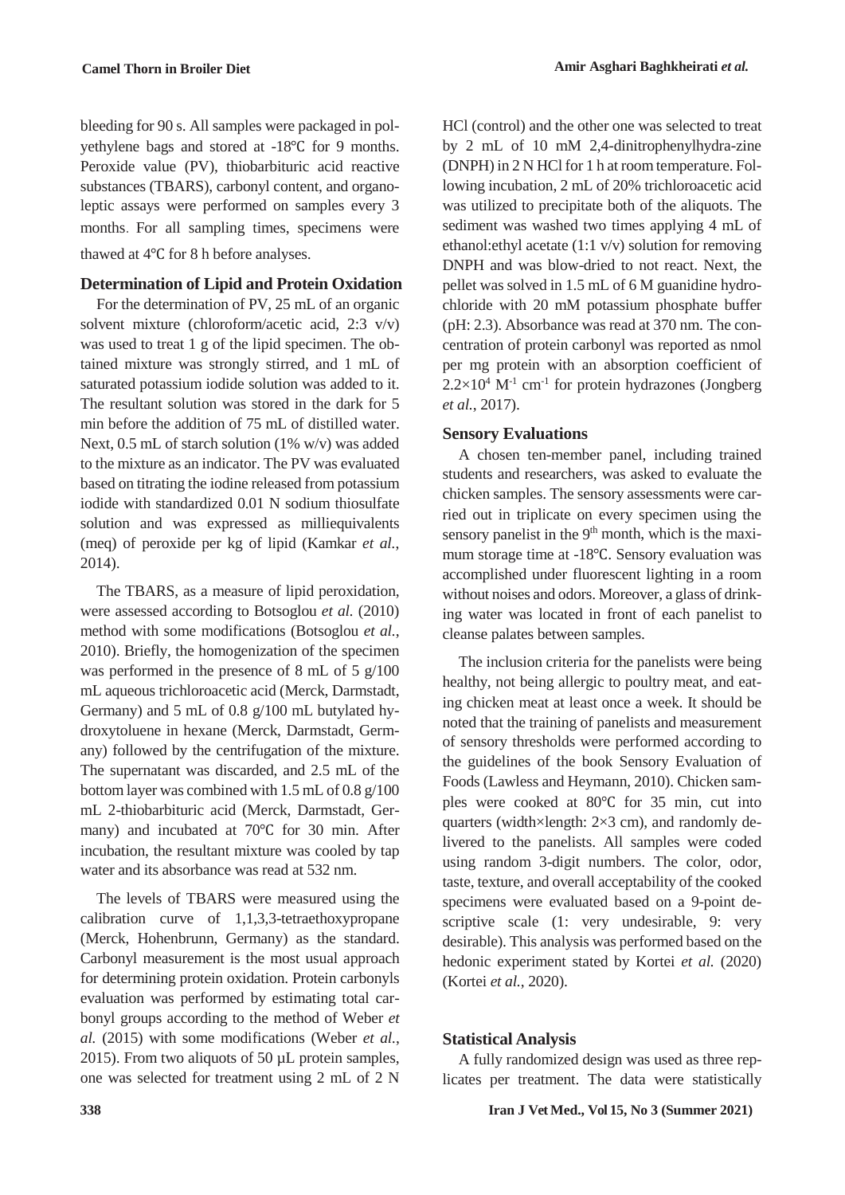bleeding for 90 s. All samples were packaged in polyethylene bags and stored at -18℃ for 9 months. Peroxide value (PV), thiobarbituric acid reactive substances (TBARS), carbonyl content, and organoleptic assays were performed on samples every 3 months. For all sampling times, specimens were thawed at 4℃ for 8 h before analyses.

## Determination of Lipid and Protein Oxidation

For the determination of PV, 25 mL of an organic solvent mixture (chloroform/acetic acid, 2:3 v/v) was used to treat 1 g of the lipid specimen. The obtained mixture was strongly stirred, and 1 mL of saturated potassium iodide solution was added to it. The resultant solution was stored in the dark for 5 min before the addition of 75 mL of distilled water. Next, 0.5 mL of starch solution (1% w/v) was added to the mixture as an indicator. The PV was evaluated based on titrating the iodine released from potassium iodide with standardized 0.01 N sodium thiosulfate solution and was expressed as milliequivalents (meq) of peroxide per kg of lipid (Kamkar *et al.*, 2014).

The TBARS, as a measure of lipid peroxidation, were assessed according to Botsoglou *et al.* (2010) method with some modifications (Botsoglou *et al.*, 2010). Briefly, the homogenization of the specimen was performed in the presence of 8 mL of 5 g/100 mL aqueous trichloroacetic acid (Merck, Darmstadt, Germany) and 5 mL of 0.8 g/100 mL butylated hydroxytoluene in hexane (Merck, Darmstadt, Germany) followed by the centrifugation of the mixture. The supernatant was discarded, and 2.5 mL of the bottom layer was combined with 1.5 mL of 0.8 g/100 mL 2-thiobarbituric acid (Merck, Darmstadt, Germany) and incubated at 70℃ for 30 min. After incubation, the resultant mixture was cooled by tap water and its absorbance was read at 532 nm.

The levels of TBARS were measured using the calibration curve of 1,1,3,3-tetraethoxypropane (Merck, Hohenbrunn, Germany) as the standard. Carbonyl measurement is the most usual approach for determining protein oxidation. Protein carbonyls evaluation was performed by estimating total carbonyl groups according to the method of Weber *et al.* (2015) with some modifications (Weber *et al.*, 2015). From two aliquots of 50 µL protein samples, one was selected for treatment using 2 mL of 2 N HCl (control) and the other one was selected to treat by 2 mL of 10 mM 2,4-dinitrophenylhydra-zine (DNPH) in 2 N HCl for 1 h at room temperature. Following incubation, 2 mL of 20% trichloroacetic acid was utilized to precipitate both of the aliquots. The sediment was washed two times applying 4 mL of ethanol:ethyl acetate (1:1 v/v) solution for removing DNPH and was blow-dried to not react. Next, the pellet was solved in 1.5 mL of 6 M guanidine hydrochloride with 20 mM potassium phosphate buffer (pH: 2.3). Absorbance was read at 370 nm. The concentration of protein carbonyl was reported as nmol per mg protein with an absorption coefficient of $2.2\times10^{4}$ $M^{-1}$ $cm^{-1}$ for protein hydrazones (Jongberg *et al.*, 2017).

## Sensory Evaluations

A chosen ten-member panel, including trained students and researchers, was asked to evaluate the chicken samples. The sensory assessments were carried out in triplicate on every specimen using the sensory panelist in the 9$^{th}$ month, which is the maximum storage time at -18℃. Sensory evaluation was accomplished under fluorescent lighting in a room without noises and odors. Moreover, a glass of drinking water was located in front of each panelist to cleanse palates between samples.

The inclusion criteria for the panelists were being healthy, not being allergic to poultry meat, and eating chicken meat at least once a week. It should be noted that the training of panelists and measurement of sensory thresholds were performed according to the guidelines of the book Sensory Evaluation of Foods (Lawless and Heymann, 2010). Chicken samples were cooked at 80℃ for 35 min, cut into quarters (width×length: 2×3 cm), and randomly delivered to the panelists. All samples were coded using random 3-digit numbers. The color, odor, taste, texture, and overall acceptability of the cooked specimens were evaluated based on a 9-point descriptive scale (1: very undesirable, 9: very desirable). This analysis was performed based on the hedonic experiment stated by Kortei *et al.* (2020) (Kortei *et al.*, 2020).

## Statistical Analysis

A fully randomized design was used as three replicates per treatment. The data were statistically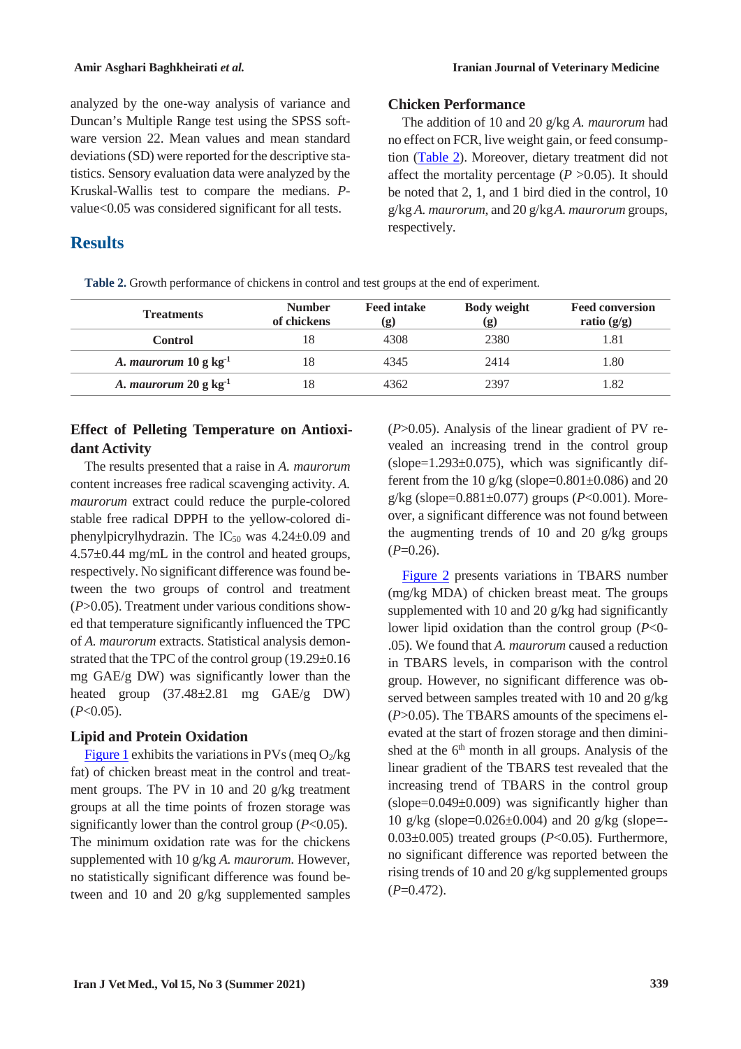analyzed by the one-way analysis of variance and Duncan's Multiple Range test using the SPSS software version 22. Mean values and mean standard deviations (SD) were reported for the descriptive statistics. Sensory evaluation data were analyzed by the Kruskal-Wallis test to compare the medians. *P*-value<0.05 was considered significant for all tests.

## Results

### Chicken Performance

The addition of 10 and 20 g/kg *A. maurorum* had no effect on FCR, live weight gain, or feed consumption (Table 2). Moreover, dietary treatment did not affect the mortality percentage ($P > 0.05$). It should be noted that 2, 1, and 1 bird died in the control, 10 g/kg *A. maurorum*, and 20 g/kg *A. maurorum* groups, respectively.

**Table 2.** Growth performance of chickens in control and test groups at the end of experiment.

| Treatments | Number of chickens | Feed intake (g) | Body weight (g) | Feed conversion ratio (g/g) |
|---|---|---|---|---|
| **Control** | 18 | 4308 | 2380 | 1.81 |
| ***A. maurorum* 10 g kg$^{-1}$** | 18 | 4345 | 2414 | 1.80 |
| ***A. maurorum* 20 g kg$^{-1}$** | 18 | 4362 | 2397 | 1.82 |

### Effect of Pelleting Temperature on Antioxidant Activity

The results presented that a raise in *A. maurorum* content increases free radical scavenging activity. *A. maurorum* extract could reduce the purple-colored stable free radical DPPH to the yellow-colored diphenylpicrylhydrazin. The $IC_{50}$ was 4.24±0.09 and 4.57±0.44 mg/mL in the control and heated groups, respectively. No significant difference was found between the two groups of control and treatment ($P > 0.05$). Treatment under various conditions showed that temperature significantly influenced the TPC of *A. maurorum* extracts. Statistical analysis demonstrated that the TPC of the control group (19.29±0.16 mg GAE/g DW) was significantly lower than the heated group (37.48±2.81 mg GAE/g DW) ($P < 0.05$).

### Lipid and Protein Oxidation

Figure 1 exhibits the variations in PVs (meq $O_2$/kg fat) of chicken breast meat in the control and treatment groups. The PV in 10 and 20 g/kg treatment groups at all the time points of frozen storage was significantly lower than the control group ($P < 0.05$). The minimum oxidation rate was for the chickens supplemented with 10 g/kg *A. maurorum*. However, no statistically significant difference was found between and 10 and 20 g/kg supplemented samples ($P > 0.05$). Analysis of the linear gradient of PV revealed an increasing trend in the control group (slope=1.293±0.075), which was significantly different from the 10 g/kg (slope=0.801±0.086) and 20 g/kg (slope=0.881±0.077) groups ($P < 0.001$). Moreover, a significant difference was not found between the augmenting trends of 10 and 20 g/kg groups ($P = 0.26$).

Figure 2 presents variations in TBARS number (mg/kg MDA) of chicken breast meat. The groups supplemented with 10 and 20 g/kg had significantly lower lipid oxidation than the control group ($P < 0.05$). We found that *A. maurorum* caused a reduction in TBARS levels, in comparison with the control group. However, no significant difference was observed between samples treated with 10 and 20 g/kg ($P > 0.05$). The TBARS amounts of the specimens elevated at the start of frozen storage and then diminished at the 6$^{th}$ month in all groups. Analysis of the linear gradient of the TBARS test revealed that the increasing trend of TBARS in the control group (slope=0.049±0.009) was significantly higher than 10 g/kg (slope=0.026±0.004) and 20 g/kg (slope=-0.03±0.005) treated groups ($P < 0.05$). Furthermore, no significant difference was reported between the rising trends of 10 and 20 g/kg supplemented groups ($P = 0.472$).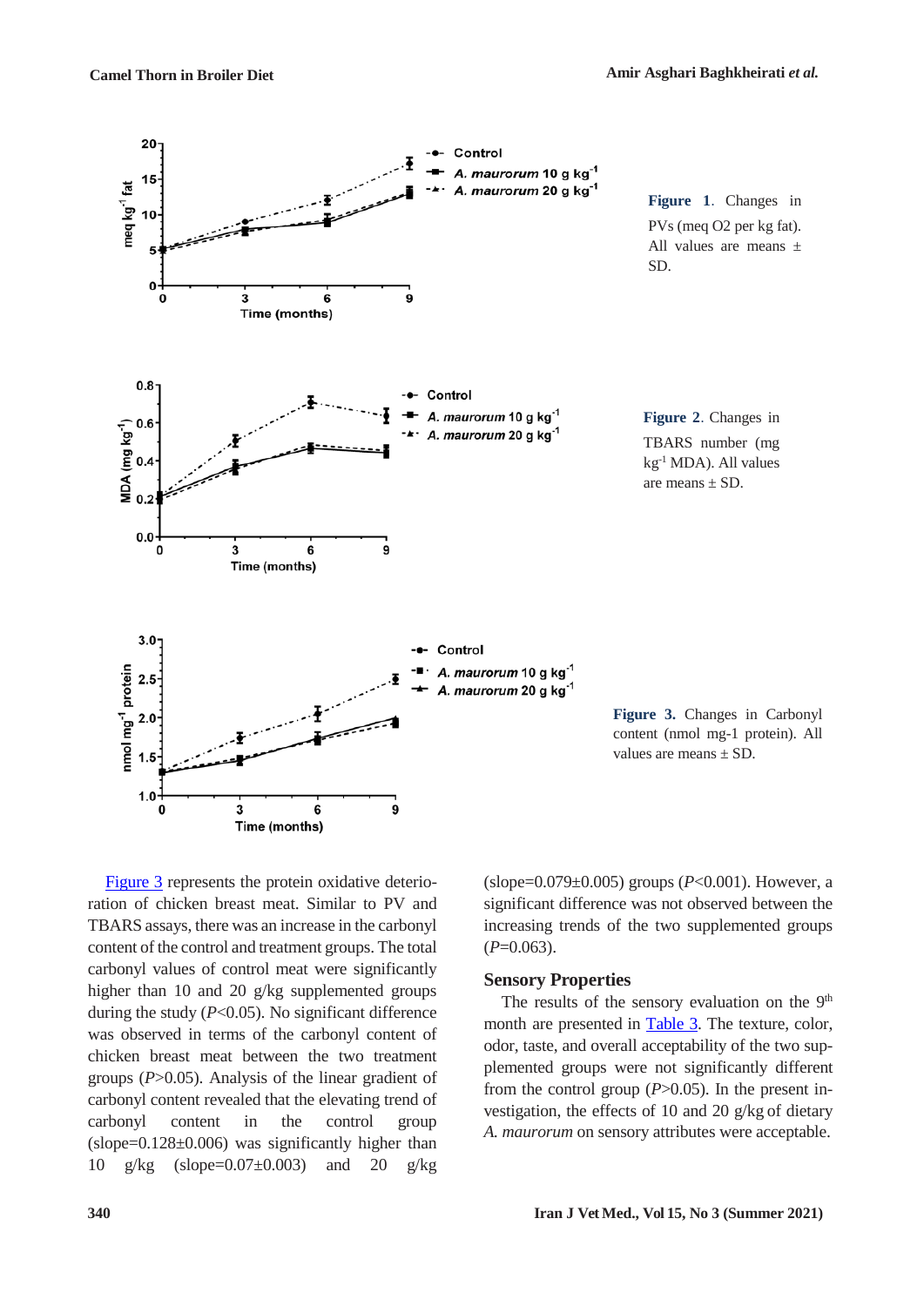**Figure 1**. Changes in PVs (meq O2 per kg fat). All values are means ± SD.

**Figure 2**. Changes in TBARS number (mg $kg^{-1}$ MDA). All values are means ± SD.

**Figure 3.** Changes in Carbonyl content (nmol mg-1 protein). All values are means ± SD.

Figure 3 represents the protein oxidative deterioration of chicken breast meat. Similar to PV and TBARS assays, there was an increase in the carbonyl content of the control and treatment groups. The total carbonyl values of control meat were significantly higher than 10 and 20 g/kg supplemented groups during the study ($P$<0.05). No significant difference was observed in terms of the carbonyl content of chicken breast meat between the two treatment groups ($P$>0.05). Analysis of the linear gradient of carbonyl content revealed that the elevating trend of carbonyl content in the control group (slope=0.128±0.006) was significantly higher than 10 g/kg (slope=0.07±0.003) and 20 g/kg (slope=0.079±0.005) groups ($P$<0.001). However, a significant difference was not observed between the increasing trends of the two supplemented groups ($P$=0.063).

## Sensory Properties

The results of the sensory evaluation on the 9th month are presented in Table 3. The texture, color, odor, taste, and overall acceptability of the two supplemented groups were not significantly different from the control group ($P$>0.05). In the present investigation, the effects of 10 and 20 g/kg of dietary *A. maurorum* on sensory attributes were acceptable.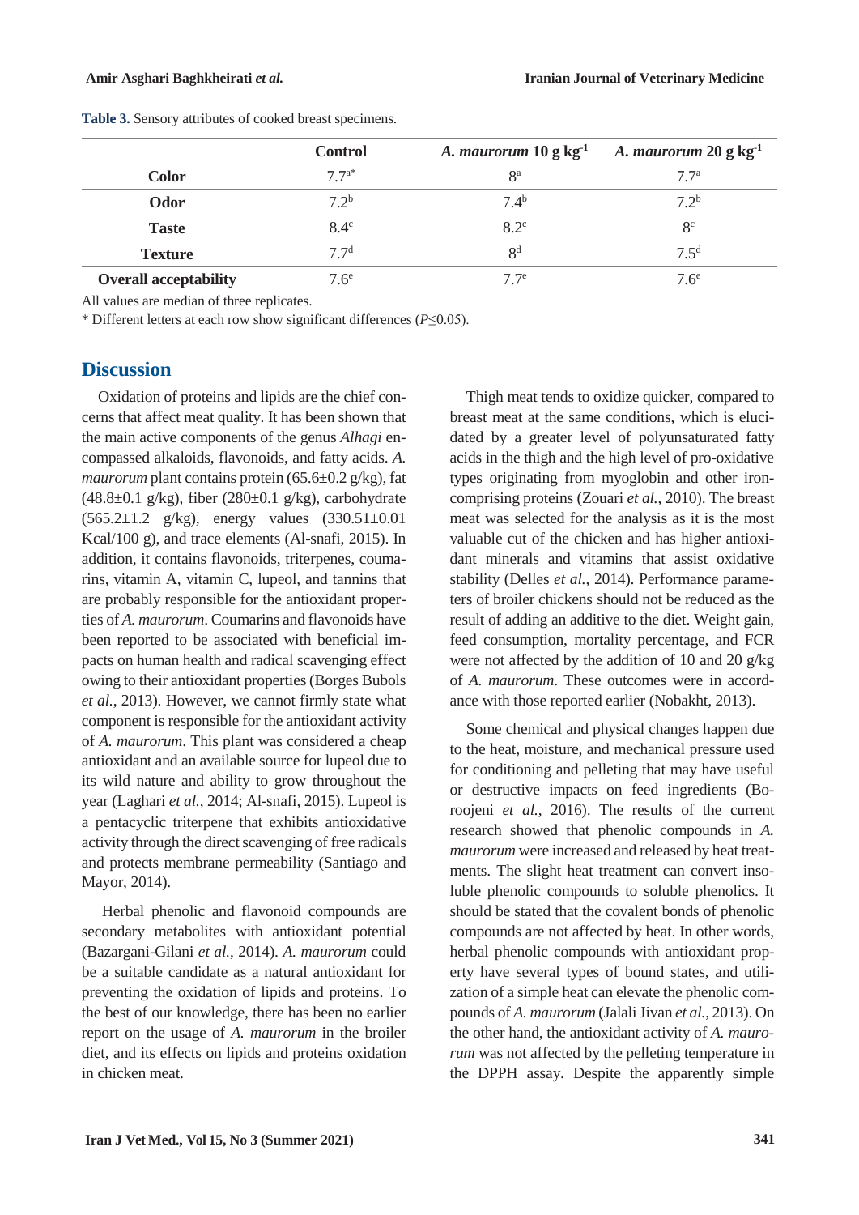**Table 3.** Sensory attributes of cooked breast specimens.

| | Control | *A. maurorum* 10 g kg$^{-1}$ | *A. maurorum* 20 g kg$^{-1}$ |
|---|---|---|---|
| **Color** | 7.7$^{a*}$ | 8$^{a}$ | 7.7$^{a}$ |
| **Odor** | 7.2$^{b}$ | 7.4$^{b}$ | 7.2$^{b}$ |
| **Taste** | 8.4$^{c}$ | 8.2$^{c}$ | 8$^{c}$ |
| **Texture** | 7.7$^{d}$ | 8$^{d}$ | 7.5$^{d}$ |
| **Overall acceptability** | 7.6$^{e}$ | 7.7$^{e}$ | 7.6$^{e}$ |

All values are median of three replicates.

* Different letters at each row show significant differences ($P \leq 0.05$).

## Discussion

Oxidation of proteins and lipids are the chief concerns that affect meat quality. It has been shown that the main active components of the genus *Alhagi* encompassed alkaloids, flavonoids, and fatty acids. *A. maurorum* plant contains protein (65.6±0.2 g/kg), fat (48.8±0.1 g/kg), fiber (280±0.1 g/kg), carbohydrate (565.2±1.2 g/kg), energy values (330.51±0.01 Kcal/100 g), and trace elements (Al-snafi, 2015). In addition, it contains flavonoids, triterpenes, coumarins, vitamin A, vitamin C, lupeol, and tannins that are probably responsible for the antioxidant properties of *A. maurorum*. Coumarins and flavonoids have been reported to be associated with beneficial impacts on human health and radical scavenging effect owing to their antioxidant properties (Borges Bubols *et al.*, 2013). However, we cannot firmly state what component is responsible for the antioxidant activity of *A. maurorum*. This plant was considered a cheap antioxidant and an available source for lupeol due to its wild nature and ability to grow throughout the year (Laghari *et al.*, 2014; Al-snafi, 2015). Lupeol is a pentacyclic triterpene that exhibits antioxidative activity through the direct scavenging of free radicals and protects membrane permeability (Santiago and Mayor, 2014).

Herbal phenolic and flavonoid compounds are secondary metabolites with antioxidant potential (Bazargani-Gilani *et al.*, 2014). *A. maurorum* could be a suitable candidate as a natural antioxidant for preventing the oxidation of lipids and proteins. To the best of our knowledge, there has been no earlier report on the usage of *A. maurorum* in the broiler diet, and its effects on lipids and proteins oxidation in chicken meat.

Thigh meat tends to oxidize quicker, compared to breast meat at the same conditions, which is elucidated by a greater level of polyunsaturated fatty acids in the thigh and the high level of pro-oxidative types originating from myoglobin and other iron-comprising proteins (Zouari *et al.*, 2010). The breast meat was selected for the analysis as it is the most valuable cut of the chicken and has higher antioxidant minerals and vitamins that assist oxidative stability (Delles *et al.*, 2014). Performance parameters of broiler chickens should not be reduced as the result of adding an additive to the diet. Weight gain, feed consumption, mortality percentage, and FCR were not affected by the addition of 10 and 20 g/kg of *A. maurorum*. These outcomes were in accordance with those reported earlier (Nobakht, 2013).

Some chemical and physical changes happen due to the heat, moisture, and mechanical pressure used for conditioning and pelleting that may have useful or destructive impacts on feed ingredients (Boroojeni *et al.*, 2016). The results of the current research showed that phenolic compounds in *A. maurorum* were increased and released by heat treatments. The slight heat treatment can convert insoluble phenolic compounds to soluble phenolics. It should be stated that the covalent bonds of phenolic compounds are not affected by heat. In other words, herbal phenolic compounds with antioxidant property have several types of bound states, and utilization of a simple heat can elevate the phenolic compounds of *A. maurorum* (Jalali Jivan *et al.*, 2013). On the other hand, the antioxidant activity of *A. maurorum* was not affected by the pelleting temperature in the DPPH assay. Despite the apparently simple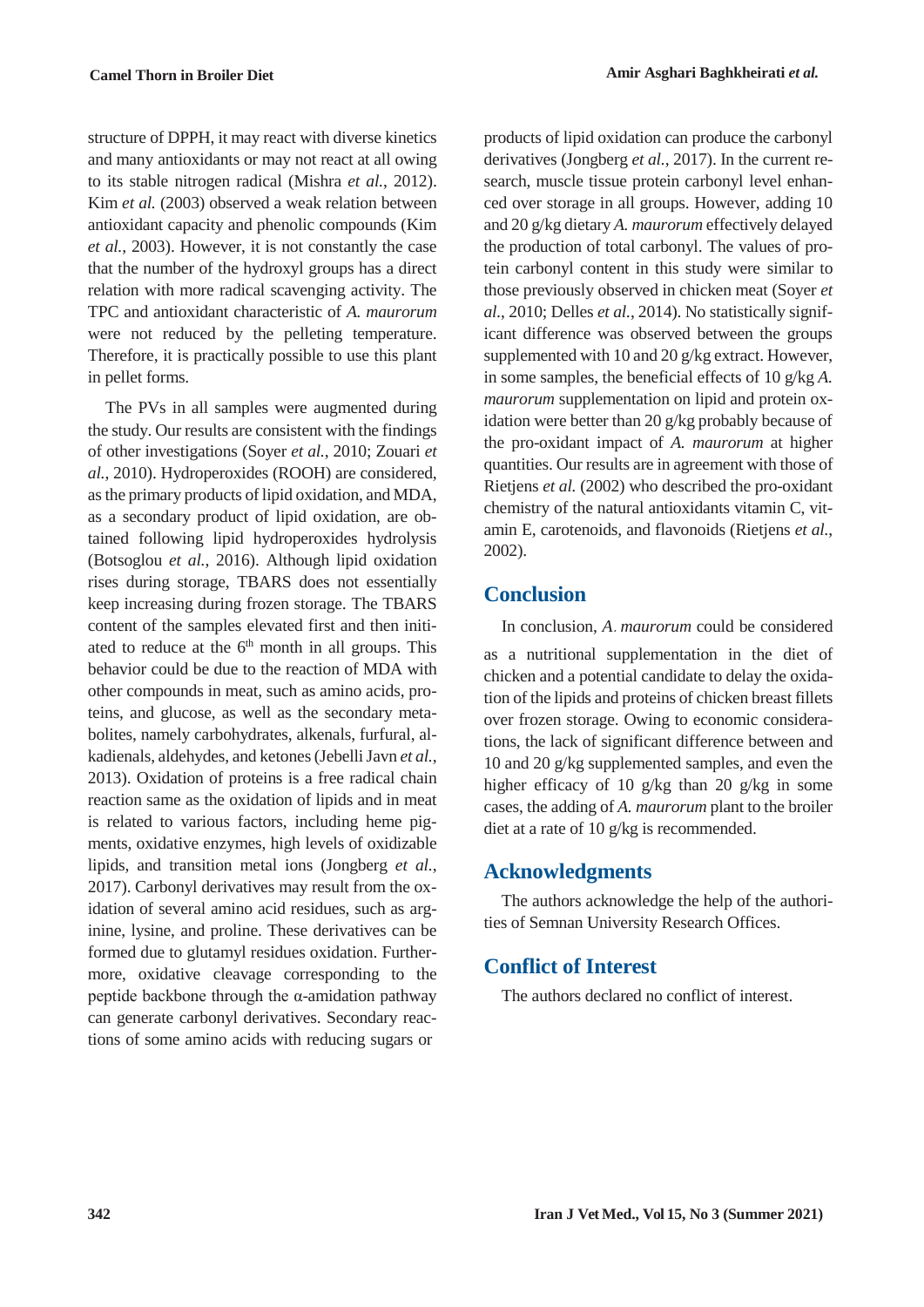structure of DPPH, it may react with diverse kinetics and many antioxidants or may not react at all owing to its stable nitrogen radical (Mishra *et al.*, 2012). Kim *et al.* (2003) observed a weak relation between antioxidant capacity and phenolic compounds (Kim *et al.*, 2003). However, it is not constantly the case that the number of the hydroxyl groups has a direct relation with more radical scavenging activity. The TPC and antioxidant characteristic of *A. maurorum* were not reduced by the pelleting temperature. Therefore, it is practically possible to use this plant in pellet forms.

The PVs in all samples were augmented during the study. Our results are consistent with the findings of other investigations (Soyer *et al.*, 2010; Zouari *et al.*, 2010). Hydroperoxides (ROOH) are considered, as the primary products of lipid oxidation, and MDA, as a secondary product of lipid oxidation, are obtained following lipid hydroperoxides hydrolysis (Botsoglou *et al.*, 2016). Although lipid oxidation rises during storage, TBARS does not essentially keep increasing during frozen storage. The TBARS content of the samples elevated first and then initiated to reduce at the 6$^{th}$ month in all groups. This behavior could be due to the reaction of MDA with other compounds in meat, such as amino acids, proteins, and glucose, as well as the secondary metabolites, namely carbohydrates, alkenals, furfural, alkadienals, aldehydes, and ketones (Jebelli Javn *et al.*, 2013). Oxidation of proteins is a free radical chain reaction same as the oxidation of lipids and in meat is related to various factors, including heme pigments, oxidative enzymes, high levels of oxidizable lipids, and transition metal ions (Jongberg *et al.*, 2017). Carbonyl derivatives may result from the oxidation of several amino acid residues, such as arginine, lysine, and proline. These derivatives can be formed due to glutamyl residues oxidation. Furthermore, oxidative cleavage corresponding to the peptide backbone through the α-amidation pathway can generate carbonyl derivatives. Secondary reactions of some amino acids with reducing sugars or products of lipid oxidation can produce the carbonyl derivatives (Jongberg *et al.*, 2017). In the current research, muscle tissue protein carbonyl level enhanced over storage in all groups. However, adding 10 and 20 g/kg dietary *A. maurorum* effectively delayed the production of total carbonyl. The values of protein carbonyl content in this study were similar to those previously observed in chicken meat (Soyer *et al.*, 2010; Delles *et al.*, 2014). No statistically significant difference was observed between the groups supplemented with 10 and 20 g/kg extract. However, in some samples, the beneficial effects of 10 g/kg *A. maurorum* supplementation on lipid and protein oxidation were better than 20 g/kg probably because of the pro-oxidant impact of *A. maurorum* at higher quantities. Our results are in agreement with those of Rietjens *et al.* (2002) who described the pro-oxidant chemistry of the natural antioxidants vitamin C, vitamin E, carotenoids, and flavonoids (Rietjens *et al.*, 2002).

## Conclusion

In conclusion, *A. maurorum* could be considered as a nutritional supplementation in the diet of chicken and a potential candidate to delay the oxidation of the lipids and proteins of chicken breast fillets over frozen storage. Owing to economic considerations, the lack of significant difference between and 10 and 20 g/kg supplemented samples, and even the higher efficacy of 10 g/kg than 20 g/kg in some cases, the adding of *A. maurorum* plant to the broiler diet at a rate of 10 g/kg is recommended.

## Acknowledgments

The authors acknowledge the help of the authorities of Semnan University Research Offices.

## Conflict of Interest

The authors declared no conflict of interest.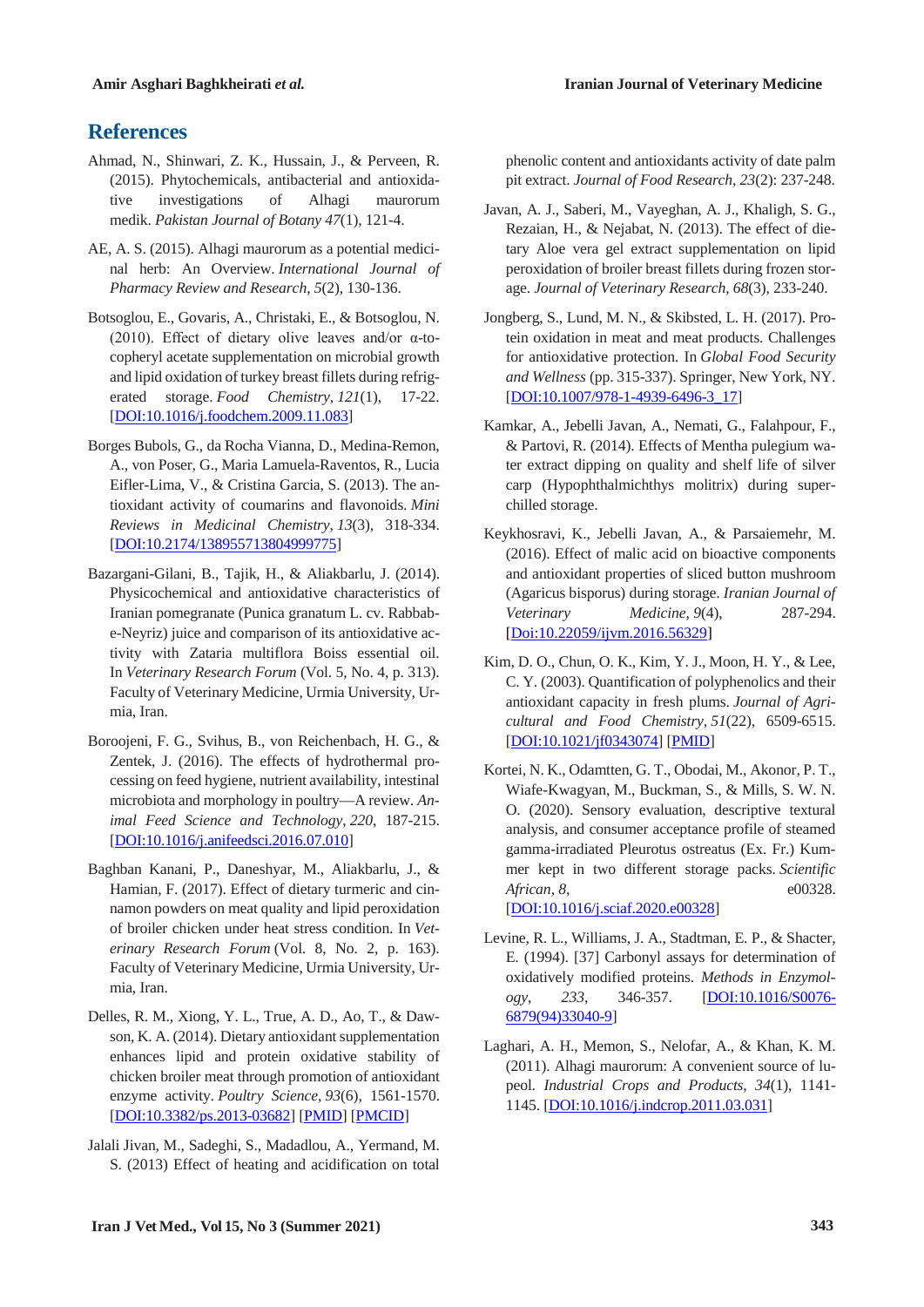## References

Ahmad, N., Shinwari, Z. K., Hussain, J., & Perveen, R. (2015). Phytochemicals, antibacterial and antioxidative investigations of Alhagi maurorum medik. *Pakistan Journal of Botany 47*(1), 121-4.

AE, A. S. (2015). Alhagi maurorum as a potential medicinal herb: An Overview. *International Journal of Pharmacy Review and Research*, *5*(2), 130-136.

Botsoglou, E., Govaris, A., Christaki, E., & Botsoglou, N. (2010). Effect of dietary olive leaves and/or α-tocopheryl acetate supplementation on microbial growth and lipid oxidation of turkey breast fillets during refrigerated storage. *Food Chemistry*, *121*(1), 17-22. [DOI:10.1016/j.foodchem.2009.11.083]

Borges Bubols, G., da Rocha Vianna, D., Medina-Remon, A., von Poser, G., Maria Lamuela-Raventos, R., Lucia Eifler-Lima, V., & Cristina Garcia, S. (2013). The antioxidant activity of coumarins and flavonoids. *Mini Reviews in Medicinal Chemistry*, *13*(3), 318-334. [DOI:10.2174/138955713804999775]

Bazargani-Gilani, B., Tajik, H., & Aliakbarlu, J. (2014). Physicochemical and antioxidative characteristics of Iranian pomegranate (Punica granatum L. cv. Rabbab-e-Neyriz) juice and comparison of its antioxidative activity with Zataria multiflora Boiss essential oil. In *Veterinary Research Forum* (Vol. 5, No. 4, p. 313). Faculty of Veterinary Medicine, Urmia University, Urmia, Iran.

Boroojeni, F. G., Svihus, B., von Reichenbach, H. G., & Zentek, J. (2016). The effects of hydrothermal processing on feed hygiene, nutrient availability, intestinal microbiota and morphology in poultry—A review. *Animal Feed Science and Technology*, *220*, 187-215. [DOI:10.1016/j.anifeedsci.2016.07.010]

Baghban Kanani, P., Daneshyar, M., Aliakbarlu, J., & Hamian, F. (2017). Effect of dietary turmeric and cinnamon powders on meat quality and lipid peroxidation of broiler chicken under heat stress condition. In *Veterinary Research Forum* (Vol. 8, No. 2, p. 163). Faculty of Veterinary Medicine, Urmia University, Urmia, Iran.

Delles, R. M., Xiong, Y. L., True, A. D., Ao, T., & Dawson, K. A. (2014). Dietary antioxidant supplementation enhances lipid and protein oxidative stability of chicken broiler meat through promotion of antioxidant enzyme activity. *Poultry Science*, *93*(6), 1561-1570. [DOI:10.3382/ps.2013-03682] [PMID] [PMCID]

Jalali Jivan, M., Sadeghi, S., Madadlou, A., Yermand, M. S. (2013) Effect of heating and acidification on total phenolic content and antioxidants activity of date palm pit extract. *Journal of Food Research*, *23*(2): 237-248.

Javan, A. J., Saberi, M., Vayeghan, A. J., Khaligh, S. G., Rezaian, H., & Nejabat, N. (2013). The effect of dietary Aloe vera gel extract supplementation on lipid peroxidation of broiler breast fillets during frozen storage. *Journal of Veterinary Research*, *68*(3), 233-240.

Jongberg, S., Lund, M. N., & Skibsted, L. H. (2017). Protein oxidation in meat and meat products. Challenges for antioxidative protection. In *Global Food Security and Wellness* (pp. 315-337). Springer, New York, NY. [DOI:10.1007/978-1-4939-6496-3_17]

Kamkar, A., Jebelli Javan, A., Nemati, G., Falahpour, F., & Partovi, R. (2014). Effects of Mentha pulegium water extract dipping on quality and shelf life of silver carp (Hypophthalmichthys molitrix) during superchilled storage.

Keykhosravi, K., Jebelli Javan, A., & Parsaiemehr, M. (2016). Effect of malic acid on bioactive components and antioxidant properties of sliced button mushroom (Agaricus bisporus) during storage. *Iranian Journal of Veterinary Medicine*, *9*(4), 287-294. [Doi:10.22059/ijvm.2016.56329]

Kim, D. O., Chun, O. K., Kim, Y. J., Moon, H. Y., & Lee, C. Y. (2003). Quantification of polyphenolics and their antioxidant capacity in fresh plums. *Journal of Agricultural and Food Chemistry*, *51*(22), 6509-6515. [DOI:10.1021/jf0343074] [PMID]

Kortei, N. K., Odamtten, G. T., Obodai, M., Akonor, P. T., Wiafe-Kwagyan, M., Buckman, S., & Mills, S. W. N. O. (2020). Sensory evaluation, descriptive textural analysis, and consumer acceptance profile of steamed gamma-irradiated Pleurotus ostreatus (Ex. Fr.) Kummer kept in two different storage packs. *Scientific African*, *8*, e00328. [DOI:10.1016/j.sciaf.2020.e00328]

Levine, R. L., Williams, J. A., Stadtman, E. P., & Shacter, E. (1994). [37] Carbonyl assays for determination of oxidatively modified proteins. *Methods in Enzymology*, *233*, 346-357. [DOI:10.1016/S0076-6879(94)33040-9]

Laghari, A. H., Memon, S., Nelofar, A., & Khan, K. M. (2011). Alhagi maurorum: A convenient source of lupeol. *Industrial Crops and Products*, *34*(1), 1141-1145. [DOI:10.1016/j.indcrop.2011.03.031]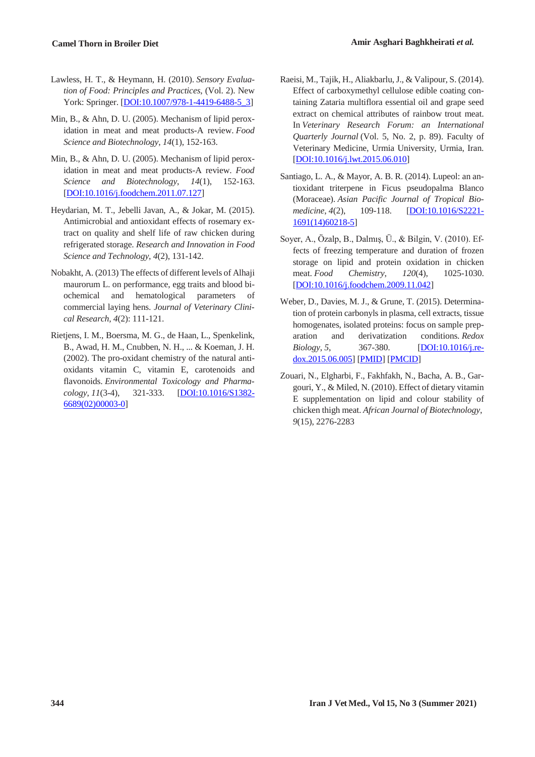Lawless, H. T., & Heymann, H. (2010). *Sensory Evaluation of Food: Principles and Practices*, (Vol. 2). New York: Springer. [DOI:10.1007/978-1-4419-6488-5_3]

Min, B., & Ahn, D. U. (2005). Mechanism of lipid peroxidation in meat and meat products-A review. *Food Science and Biotechnology*, *14*(1), 152-163.

Min, B., & Ahn, D. U. (2005). Mechanism of lipid peroxidation in meat and meat products-A review. *Food Science and Biotechnology*, *14*(1), 152-163. [DOI:10.1016/j.foodchem.2011.07.127]

Heydarian, M. T., Jebelli Javan, A., & Jokar, M. (2015). Antimicrobial and antioxidant effects of rosemary extract on quality and shelf life of raw chicken during refrigerated storage. *Research and Innovation in Food Science and Technology*, *4*(2), 131-142.

Nobakht, A. (2013) The effects of different levels of Alhaji maurorum L. on performance, egg traits and blood biochemical and hematological parameters of commercial laying hens. *Journal of Veterinary Clinical Research*, *4*(2): 111-121.

Rietjens, I. M., Boersma, M. G., de Haan, L., Spenkelink, B., Awad, H. M., Cnubben, N. H., ... & Koeman, J. H. (2002). The pro-oxidant chemistry of the natural antioxidants vitamin C, vitamin E, carotenoids and flavonoids. *Environmental Toxicology and Pharmacology*, *11*(3-4), 321-333. [DOI:10.1016/S1382-6689(02)00003-0]

Raeisi, M., Tajik, H., Aliakbarlu, J., & Valipour, S. (2014). Effect of carboxymethyl cellulose edible coating containing Zataria multiflora essential oil and grape seed extract on chemical attributes of rainbow trout meat. In *Veterinary Research Forum: an International Quarterly Journal* (Vol. 5, No. 2, p. 89). Faculty of Veterinary Medicine, Urmia University, Urmia, Iran. [DOI:10.1016/j.lwt.2015.06.010]

Santiago, L. A., & Mayor, A. B. R. (2014). Lupeol: an antioxidant triterpene in Ficus pseudopalma Blanco (Moraceae). *Asian Pacific Journal of Tropical Biomedicine*, *4*(2), 109-118. [DOI:10.1016/S2221-1691(14)60218-5]

Soyer, A., Özalp, B., Dalmış, Ü., & Bilgin, V. (2010). Effects of freezing temperature and duration of frozen storage on lipid and protein oxidation in chicken meat. *Food Chemistry*, *120*(4), 1025-1030. [DOI:10.1016/j.foodchem.2009.11.042]

Weber, D., Davies, M. J., & Grune, T. (2015). Determination of protein carbonyls in plasma, cell extracts, tissue homogenates, isolated proteins: focus on sample preparation and derivatization conditions. *Redox Biology*, *5*, 367-380. [DOI:10.1016/j.redox.2015.06.005] [PMID] [PMCID]

Zouari, N., Elgharbi, F., Fakhfakh, N., Bacha, A. B., Gargouri, Y., & Miled, N. (2010). Effect of dietary vitamin E supplementation on lipid and colour stability of chicken thigh meat. *African Journal of Biotechnology*, *9*(15), 2276-2283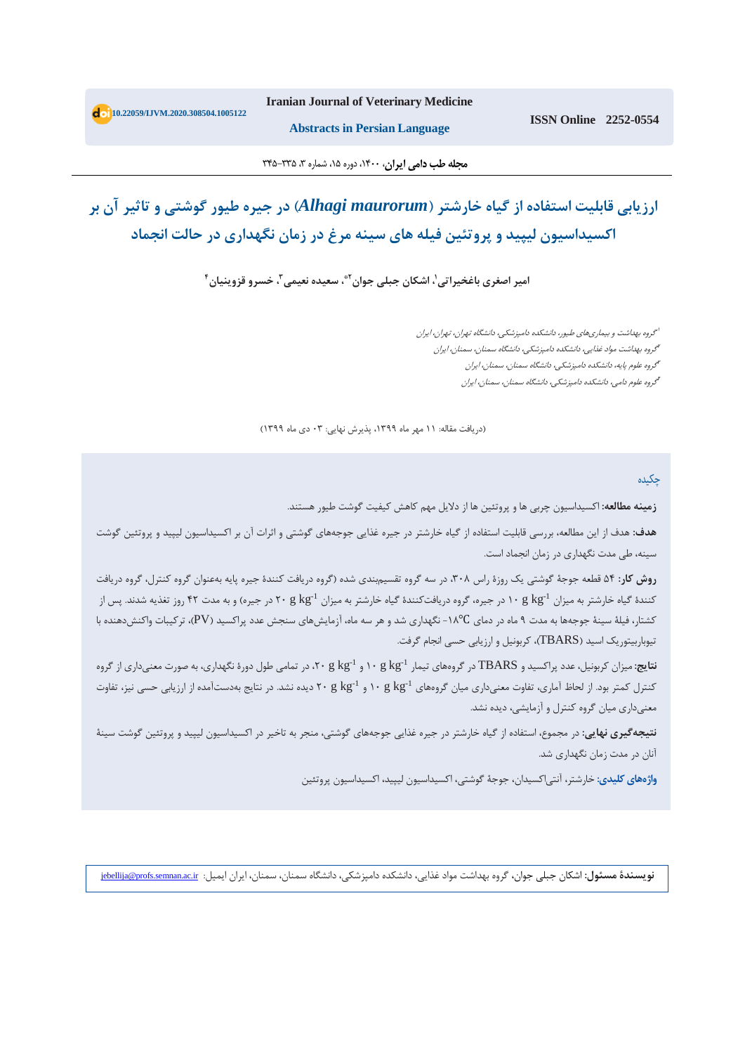**Iranian Journal of Veterinary Medicine**

**Abstracts in Persian Language**

**ISSN Online 2252-0554**

doi 10.22059/IJVM.2020.308504.1005122

**مجله طب دامی ایران**، ۱۴۰۰، دوره ۱۵، شماره ۳، ۳۴۵-۳۳۵

# ارزیابی قابلیت استفاده از گیاه خارشتر (*Alhagi maurorum*) در جیره طیور گوشتی و تاثیر آن بر اکسیداسیون لیپید و پروتئین فیله های سینه مرغ در زمان نگهداری در حالت انجماد

**امیر اصغری باغخیراتی[۱]، اشکان جبلی جوان[۲]*، سعیده نعیمی[۳]، خسرو قزوینیان[۴]**

[۱] گروه بهداشت و بیماری‌های طیور، دانشکده دامپزشکی، دانشگاه تهران، تهران، ایران

[۲] گروه بهداشت مواد غذایی، دانشکده دامپزشکی، دانشگاه سمنان، سمنان، ایران

[۳] گروه علوم پایه، دانشکده دامپزشکی، دانشگاه سمنان، سمنان، ایران

[۴] گروه علوم دامی، دانشکده دامپزشکی، دانشگاه سمنان، سمنان، ایران

(دریافت مقاله: ۱۱ مهر ماه ۱۳۹۹، پذیرش نهایی: ۰۳ دی ماه ۱۳۹۹)

## چکیده

**زمینه مطالعه:** اکسیداسیون چربی ها و پروتئین ها از دلایل مهم کاهش کیفیت گوشت طیور هستند.

**هدف:** هدف از این مطالعه، بررسی قابلیت استفاده از گیاه خارشتر در جیره غذایی جوجه‌های گوشتی و اثرات آن بر اکسیداسیون لیپید و پروتئین گوشت سینه، طی مدت نگهداری در زمان انجماد است.

**روش کار:** ۵۴ قطعه جوجهٔ گوشتی یک روزهٔ راس ۳۰۸، در سه گروه تقسیم‌بندی شده (گروه دریافت کنندهٔ جیره پایه به‌عنوان گروه کنترل، گروه دریافت کنندهٔ گیاه خارشتر به میزان ۱۰ $g\ kg^{-1}$ در جیره، گروه دریافت‌کنندهٔ گیاه خارشتر به میزان ۲۰ $g\ kg^{-1}$ در جیره) و به مدت ۴۲ روز تغذیه شدند. پس از کشتار، فیلهٔ سینهٔ جوجه‌ها به مدت ۹ ماه در دمای ۱۸°C- نگهداری شد و هر سه ماه، آزمایش‌های سنجش عدد پراکسید (PV)، ترکیبات واکنش‌دهنده با تیوباربیتوریک اسید (TBARS)، کربونیل و ارزیابی حسی انجام گرفت.

**نتایج:** میزان کربونیل، عدد پراکسید و TBARS در گروه‌های تیمار ۱۰ $g\ kg^{-1}$ و ۲۰ $g\ kg^{-1}$، در تمامی طول دورهٔ نگهداری، به صورت معنی‌داری از گروه کنترل کمتر بود. از لحاظ آماری، تفاوت معنی‌داری میان گروه‌های ۱۰ $g\ kg^{-1}$ و ۲۰ $g\ kg^{-1}$ دیده نشد. در نتایج به‌دست‌آمده از ارزیابی حسی نیز، تفاوت معنی‌داری میان گروه کنترل و آزمایشی، دیده نشد.

**نتیجه‌گیری نهایی:** در مجموع، استفاده از گیاه خارشتر در جیره غذایی جوجه‌های گوشتی، منجر به تاخیر در اکسیداسیون لیپید و پروتئین گوشت سینهٔ آنان در مدت زمان نگهداری شد.

**واژه‌های کلیدی:** خارشتر، آنتی‌اکسیدان، جوجهٔ گوشتی، اکسیداسیون لیپید، اکسیداسیون پروتئین

---

**نویسندهٔ مسئول:** اشکان جبلی جوان، گروه بهداشت مواد غذایی، دانشکده دامپزشکی، دانشگاه سمنان، سمنان، ایران ایمیل: jebellija@profs.semnan.ac.ir